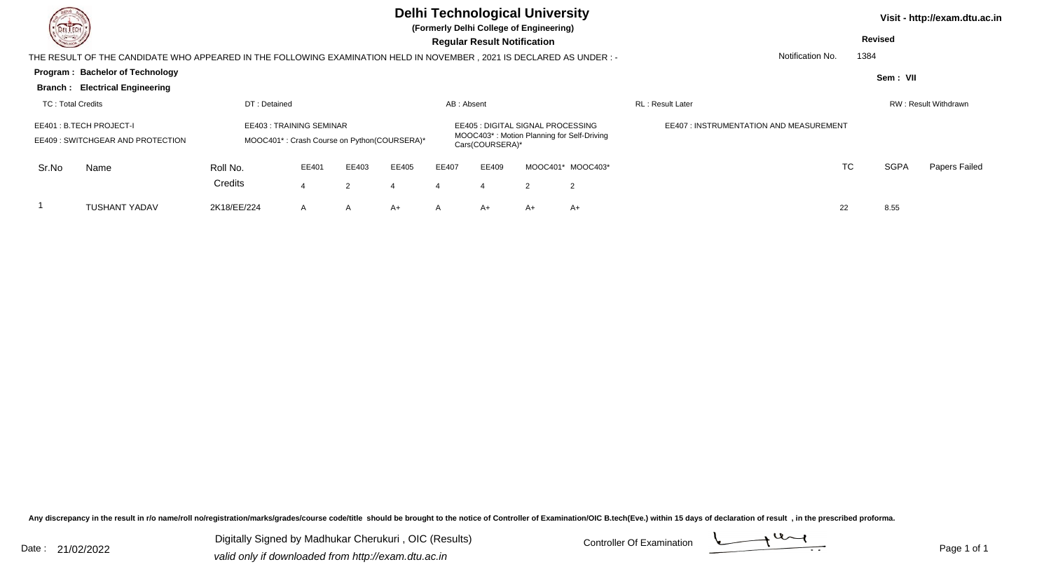# Delhi Technological University

**(Formerly Delhi College of Engineering)**

**Regular Result Notification**

Visit - http://exam.dtu.ac.in

**Revised**

THE RESULT OF THE CANDIDATE WHO APPEARED IN THE FOLLOWING EXAMINATION HELD IN NOVEMBER , 2021 IS DECLARED AS UNDER : -

Notification No. 1384

**Program : Bachelor of Technology**

**Branch : Electrical Engineering**

**Sem : VII**

TC : Total Credits | DT : Detained | AB : Absent | RL : Result Later | RW : Result Withdrawn

EE401 : B.TECH PROJECT-I
EE403 : TRAINING SEMINAR
EE405 : DIGITAL SIGNAL PROCESSING
EE407 : INSTRUMENTATION AND MEASUREMENT
EE409 : SWITCHGEAR AND PROTECTION
MOOC401* : Crash Course on Python(COURSERA)*
MOOC403* : Motion Planning for Self-Driving Cars(COURSERA)*

| Sr.No | Name | Roll No. | EE401 | EE403 | EE405 | EE407 | EE409 | MOOC401* | MOOC403* | TC | SGPA | Papers Failed |
|---|---|---|---|---|---|---|---|---|---|---|---|---|
| | | Credits | 4 | 2 | 4 | 4 | 4 | 2 | 2 | | | |
| 1 | TUSHANT YADAV | 2K18/EE/224 | A | A | A+ | A | A+ | A+ | A+ | 22 | 8.55 | |

Any discrepancy in the result in r/o name/roll no/registration/marks/grades/course code/title should be brought to the notice of Controller of Examination/OIC B.tech(Eve.) within 15 days of declaration of result , in the prescribed proforma.

Date : 21/02/2022

Digitally Signed by Madhukar Cherukuri , OIC (Results)

*valid only if downloaded from http://exam.dtu.ac.in*

Controller Of Examination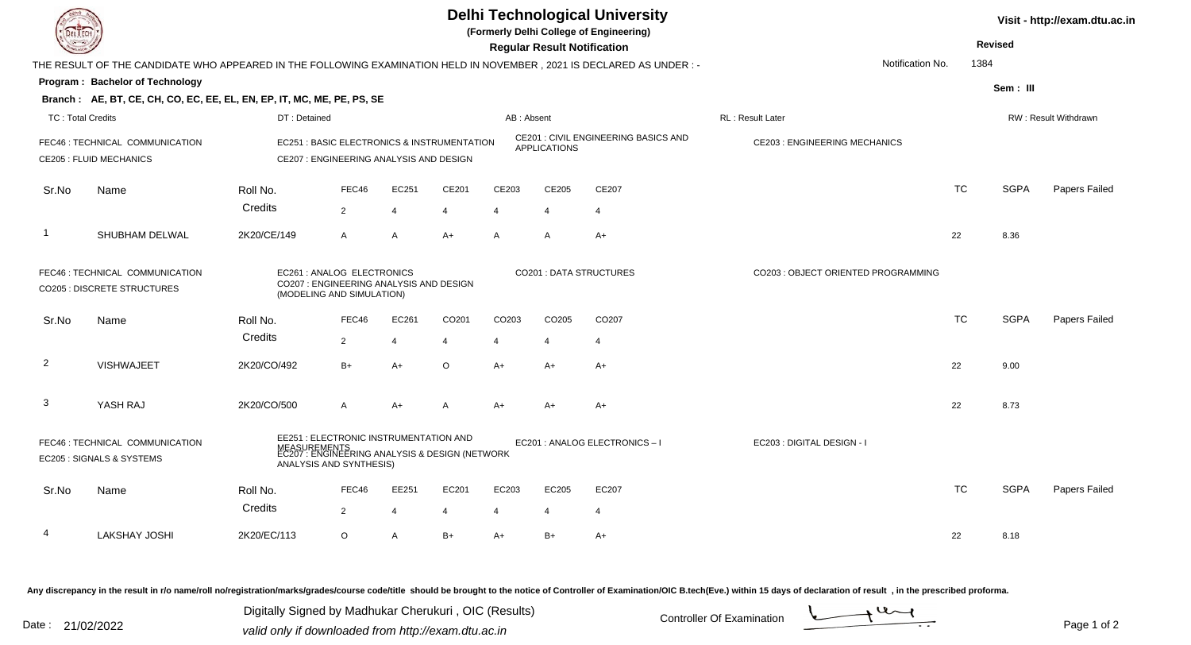# Delhi Technological University

(Formerly Delhi College of Engineering)

**Regular Result Notification**

Visit - http://exam.dtu.ac.in

**Revised**

THE RESULT OF THE CANDIDATE WHO APPEARED IN THE FOLLOWING EXAMINATION HELD IN NOVEMBER , 2021 IS DECLARED AS UNDER : -

Notification No. 1384

**Program : Bachelor of Technology**

**Sem : III**

**Branch : AE, BT, CE, CH, CO, EC, EE, EL, EN, EP, IT, MC, ME, PE, PS, SE**

TC : Total Credits | DT : Detained | AB : Absent | RL : Result Later | RW : Result Withdrawn

FEC46 : TECHNICAL COMMUNICATION | EC251 : BASIC ELECTRONICS & INSTRUMENTATION | CE201 : CIVIL ENGINEERING BASICS AND APPLICATIONS | CE203 : ENGINEERING MECHANICS | CE205 : FLUID MECHANICS | CE207 : ENGINEERING ANALYSIS AND DESIGN

| Sr.No | Name | Roll No. | FEC46 | EC251 | CE201 | CE203 | CE205 | CE207 | TC | SGPA | Papers Failed |
|---|---|---|---|---|---|---|---|---|---|---|---|
| | | Credits | 2 | 4 | 4 | 4 | 4 | 4 | | | |
| 1 | SHUBHAM DELWAL | 2K20/CE/149 | A | A | A+ | A | A | A+ | 22 | 8.36 | |

FEC46 : TECHNICAL COMMUNICATION | EC261 : ANALOG ELECTRONICS | CO201 : DATA STRUCTURES | CO203 : OBJECT ORIENTED PROGRAMMING | CO205 : DISCRETE STRUCTURES | CO207 : ENGINEERING ANALYSIS AND DESIGN (MODELING AND SIMULATION)

| Sr.No | Name | Roll No. | FEC46 | EC261 | CO201 | CO203 | CO205 | CO207 | TC | SGPA | Papers Failed |
|---|---|---|---|---|---|---|---|---|---|---|---|
| | | Credits | 2 | 4 | 4 | 4 | 4 | 4 | | | |
| 2 | VISHWAJEET | 2K20/CO/492 | B+ | A+ | O | A+ | A+ | A+ | 22 | 9.00 | |
| 3 | YASH RAJ | 2K20/CO/500 | A | A+ | A | A+ | A+ | A+ | 22 | 8.73 | |

FEC46 : TECHNICAL COMMUNICATION | EE251 : ELECTRONIC INSTRUMENTATION AND MEASUREMENTS | EC201 : ANALOG ELECTRONICS – I | EC203 : DIGITAL DESIGN - I | EC205 : SIGNALS & SYSTEMS | EC207 : ENGINEERING ANALYSIS & DESIGN (NETWORK ANALYSIS AND SYNTHESIS)

| Sr.No | Name | Roll No. | FEC46 | EE251 | EC201 | EC203 | EC205 | EC207 | TC | SGPA | Papers Failed |
|---|---|---|---|---|---|---|---|---|---|---|---|
| | | Credits | 2 | 4 | 4 | 4 | 4 | 4 | | | |
| 4 | LAKSHAY JOSHI | 2K20/EC/113 | O | A | B+ | A+ | B+ | A+ | 22 | 8.18 | |

Any discrepancy in the result in r/o name/roll no/registration/marks/grades/course code/title should be brought to the notice of Controller of Examination/OIC B.tech(Eve.) within 15 days of declaration of result , in the prescribed proforma.

Date : 21/02/2022

Digitally Signed by Madhukar Cherukuri , OIC (Results)
valid only if downloaded from http://exam.dtu.ac.in

Controller Of Examination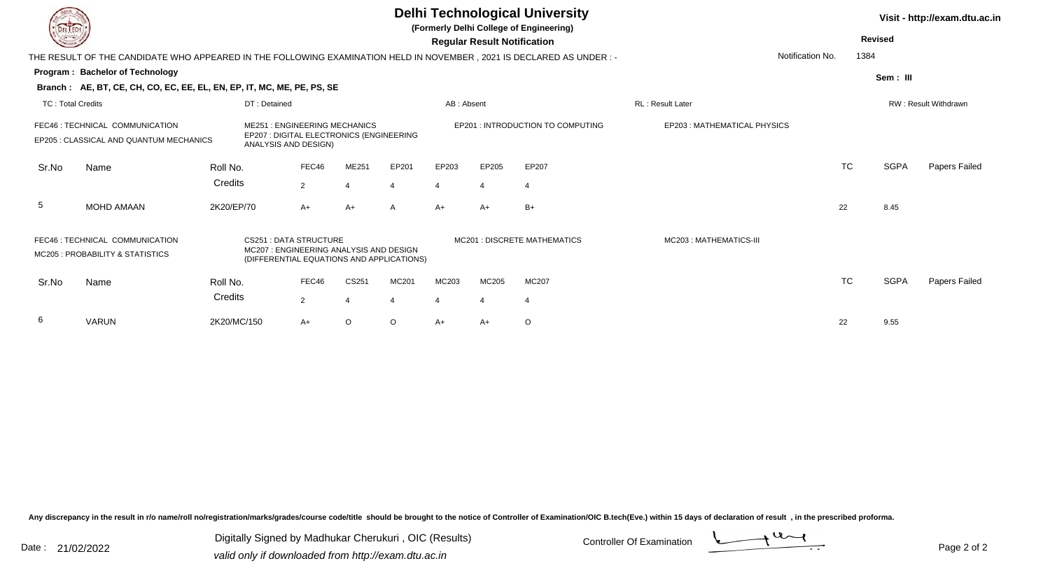# Delhi Technological University

**(Formerly Delhi College of Engineering)**

**Regular Result Notification**

Visit - http://exam.dtu.ac.in

**Revised**

THE RESULT OF THE CANDIDATE WHO APPEARED IN THE FOLLOWING EXAMINATION HELD IN NOVEMBER , 2021 IS DECLARED AS UNDER : -

Notification No. 1384

**Program : Bachelor of Technology**

**Sem : III**

**Branch : AE, BT, CE, CH, CO, EC, EE, EL, EN, EP, IT, MC, ME, PE, PS, SE**

TC : Total Credits | DT : Detained | AB : Absent | RL : Result Later | RW : Result Withdrawn

FEC46 : TECHNICAL COMMUNICATION
EP205 : CLASSICAL AND QUANTUM MECHANICS
ME251 : ENGINEERING MECHANICS
EP207 : DIGITAL ELECTRONICS (ENGINEERING ANALYSIS AND DESIGN)
EP201 : INTRODUCTION TO COMPUTING
EP203 : MATHEMATICAL PHYSICS

| Sr.No | Name | Roll No. | FEC46 | ME251 | EP201 | EP203 | EP205 | EP207 | TC | SGPA | Papers Failed |
|---|---|---|---|---|---|---|---|---|---|---|---|
| | | Credits | 2 | 4 | 4 | 4 | 4 | 4 | | | |
| 5 | MOHD AMAAN | 2K20/EP/70 | A+ | A+ | A | A+ | A+ | B+ | 22 | 8.45 | |

FEC46 : TECHNICAL COMMUNICATION
MC205 : PROBABILITY & STATISTICS
CS251 : DATA STRUCTURE
MC207 : ENGINEERING ANALYSIS AND DESIGN (DIFFERENTIAL EQUATIONS AND APPLICATIONS)
MC201 : DISCRETE MATHEMATICS
MC203 : MATHEMATICS-III

| Sr.No | Name | Roll No. | FEC46 | CS251 | MC201 | MC203 | MC205 | MC207 | TC | SGPA | Papers Failed |
|---|---|---|---|---|---|---|---|---|---|---|---|
| | | Credits | 2 | 4 | 4 | 4 | 4 | 4 | | | |
| 6 | VARUN | 2K20/MC/150 | A+ | O | O | A+ | A+ | O | 22 | 9.55 | |

Any discrepancy in the result in r/o name/roll no/registration/marks/grades/course code/title should be brought to the notice of Controller of Examination/OIC B.tech(Eve.) within 15 days of declaration of result , in the prescribed proforma.

Date : 21/02/2022

Digitally Signed by Madhukar Cherukuri , OIC (Results)
*valid only if downloaded from http://exam.dtu.ac.in*

Controller Of Examination